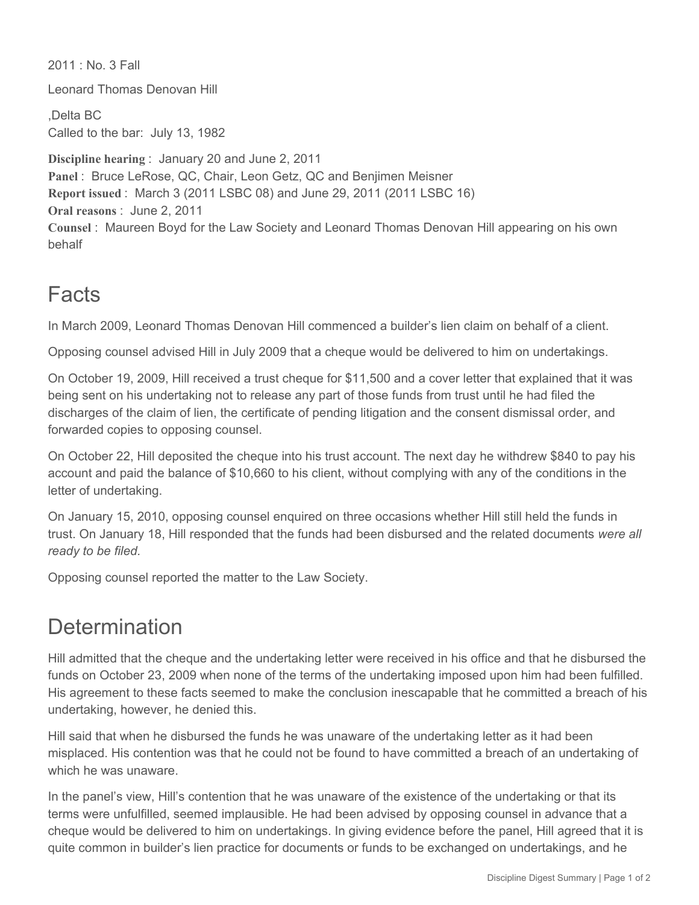2011 : No. 3 Fall

Leonard Thomas Denovan Hill

,Delta BC
Called to the bar: July 13, 1982

**Discipline hearing** : January 20 and June 2, 2011
**Panel** : Bruce LeRose, QC, Chair, Leon Getz, QC and Benjimen Meisner
**Report issued** : March 3 (2011 LSBC 08) and June 29, 2011 (2011 LSBC 16)
**Oral reasons** : June 2, 2011
**Counsel** : Maureen Boyd for the Law Society and Leonard Thomas Denovan Hill appearing on his own behalf

# Facts

In March 2009, Leonard Thomas Denovan Hill commenced a builder's lien claim on behalf of a client.

Opposing counsel advised Hill in July 2009 that a cheque would be delivered to him on undertakings.

On October 19, 2009, Hill received a trust cheque for $11,500 and a cover letter that explained that it was being sent on his undertaking not to release any part of those funds from trust until he had filed the discharges of the claim of lien, the certificate of pending litigation and the consent dismissal order, and forwarded copies to opposing counsel.

On October 22, Hill deposited the cheque into his trust account. The next day he withdrew $840 to pay his account and paid the balance of $10,660 to his client, without complying with any of the conditions in the letter of undertaking.

On January 15, 2010, opposing counsel enquired on three occasions whether Hill still held the funds in trust. On January 18, Hill responded that the funds had been disbursed and the related documents *were all ready to be filed.*

Opposing counsel reported the matter to the Law Society.

# Determination

Hill admitted that the cheque and the undertaking letter were received in his office and that he disbursed the funds on October 23, 2009 when none of the terms of the undertaking imposed upon him had been fulfilled. His agreement to these facts seemed to make the conclusion inescapable that he committed a breach of his undertaking, however, he denied this.

Hill said that when he disbursed the funds he was unaware of the undertaking letter as it had been misplaced. His contention was that he could not be found to have committed a breach of an undertaking of which he was unaware.

In the panel's view, Hill's contention that he was unaware of the existence of the undertaking or that its terms were unfulfilled, seemed implausible. He had been advised by opposing counsel in advance that a cheque would be delivered to him on undertakings. In giving evidence before the panel, Hill agreed that it is quite common in builder's lien practice for documents or funds to be exchanged on undertakings, and he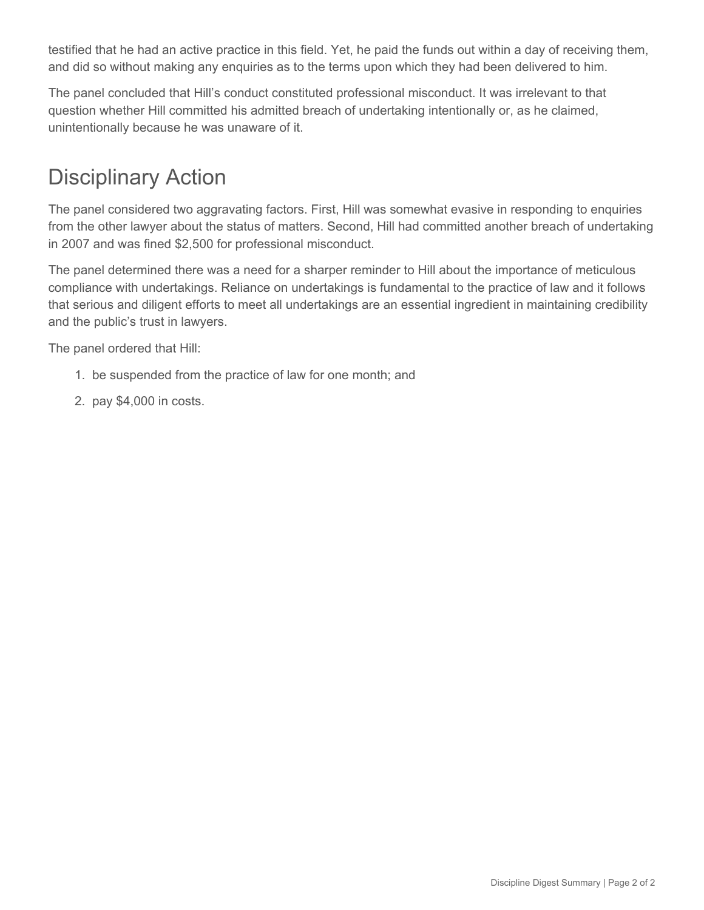testified that he had an active practice in this field. Yet, he paid the funds out within a day of receiving them, and did so without making any enquiries as to the terms upon which they had been delivered to him.

The panel concluded that Hill's conduct constituted professional misconduct. It was irrelevant to that question whether Hill committed his admitted breach of undertaking intentionally or, as he claimed, unintentionally because he was unaware of it.

## Disciplinary Action

The panel considered two aggravating factors. First, Hill was somewhat evasive in responding to enquiries from the other lawyer about the status of matters. Second, Hill had committed another breach of undertaking in 2007 and was fined $2,500 for professional misconduct.

The panel determined there was a need for a sharper reminder to Hill about the importance of meticulous compliance with undertakings. Reliance on undertakings is fundamental to the practice of law and it follows that serious and diligent efforts to meet all undertakings are an essential ingredient in maintaining credibility and the public's trust in lawyers.

The panel ordered that Hill:

1. be suspended from the practice of law for one month; and
2. pay $4,000 in costs.